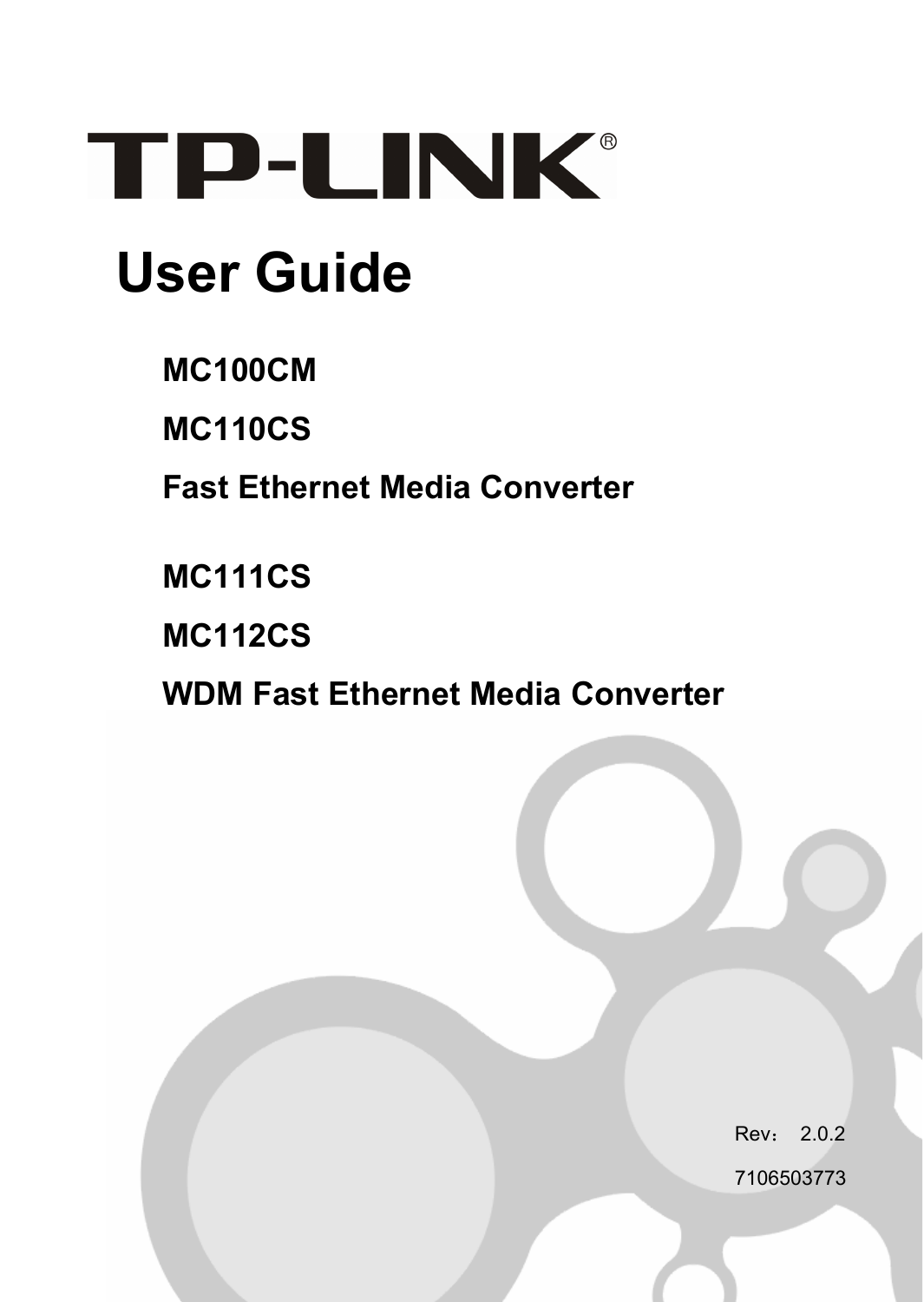TP-LINK®

# User Guide

**MC100CM**

**MC110CS**

**Fast Ethernet Media Converter**

**MC111CS**

**MC112CS**

**WDM Fast Ethernet Media Converter**

Rev： 2.0.2

7106503773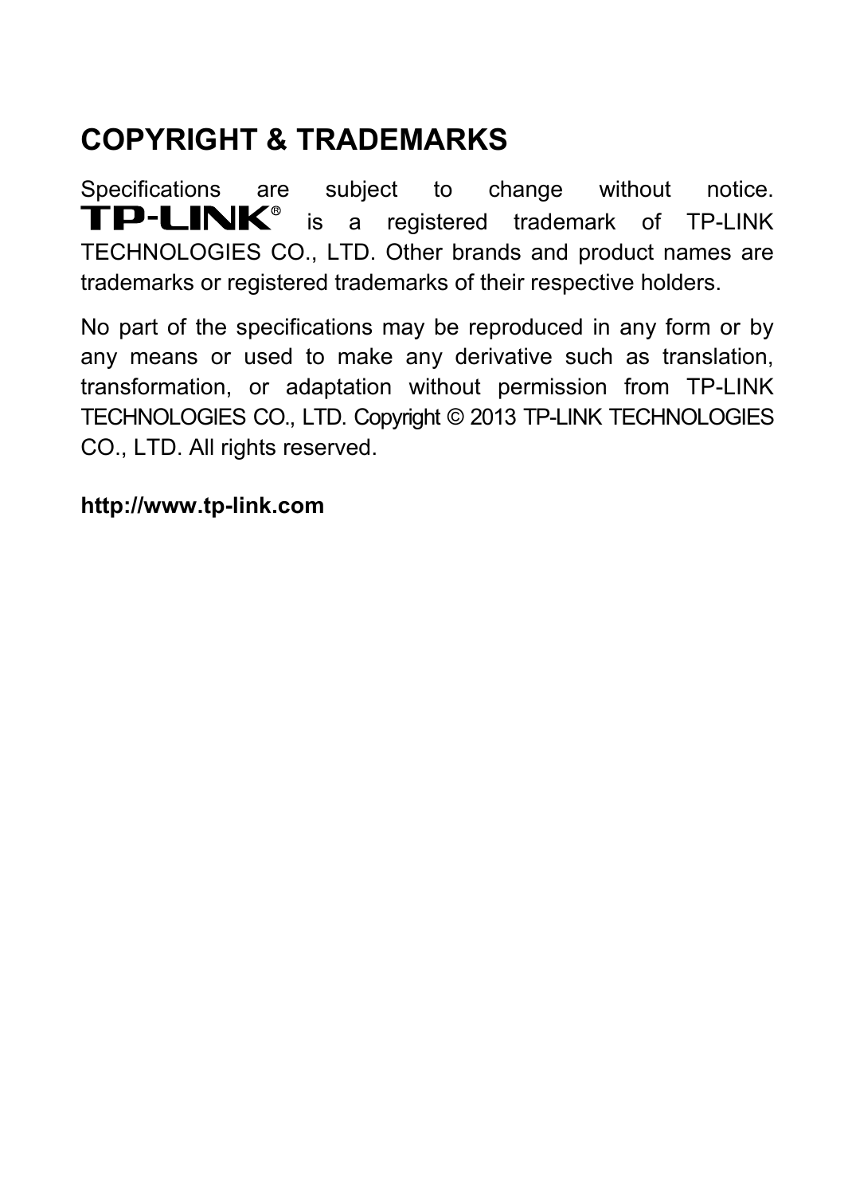# COPYRIGHT & TRADEMARKS

Specifications are subject to change without notice. TP-LINK® is a registered trademark of TP-LINK TECHNOLOGIES CO., LTD. Other brands and product names are trademarks or registered trademarks of their respective holders.

No part of the specifications may be reproduced in any form or by any means or used to make any derivative such as translation, transformation, or adaptation without permission from TP-LINK TECHNOLOGIES CO., LTD. Copyright © 2013 TP-LINK TECHNOLOGIES CO., LTD. All rights reserved.

**http://www.tp-link.com**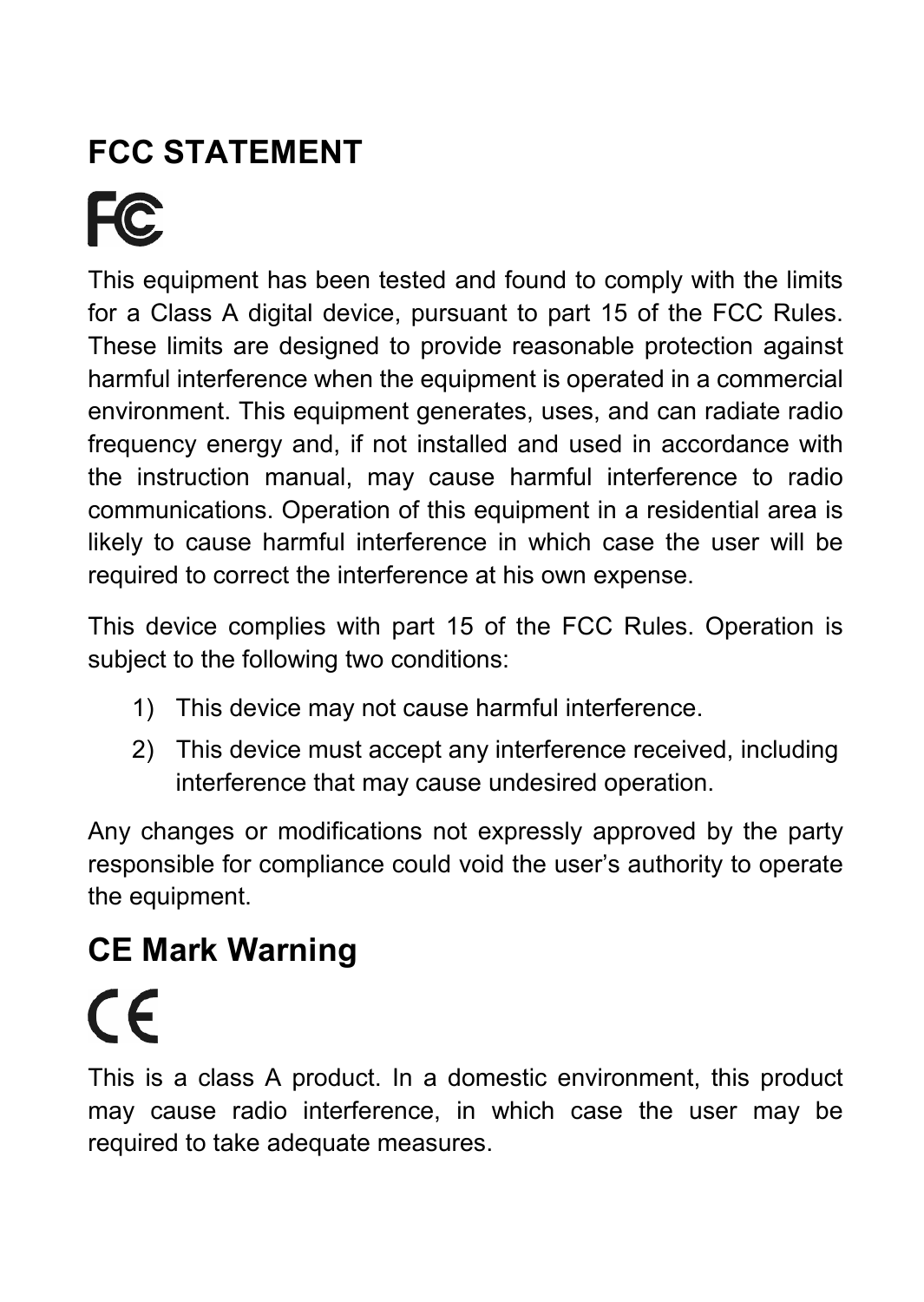## FCC STATEMENT

This equipment has been tested and found to comply with the limits for a Class A digital device, pursuant to part 15 of the FCC Rules. These limits are designed to provide reasonable protection against harmful interference when the equipment is operated in a commercial environment. This equipment generates, uses, and can radiate radio frequency energy and, if not installed and used in accordance with the instruction manual, may cause harmful interference to radio communications. Operation of this equipment in a residential area is likely to cause harmful interference in which case the user will be required to correct the interference at his own expense.

This device complies with part 15 of the FCC Rules. Operation is subject to the following two conditions:

1) This device may not cause harmful interference.
2) This device must accept any interference received, including interference that may cause undesired operation.

Any changes or modifications not expressly approved by the party responsible for compliance could void the user's authority to operate the equipment.

## CE Mark Warning

This is a class A product. In a domestic environment, this product may cause radio interference, in which case the user may be required to take adequate measures.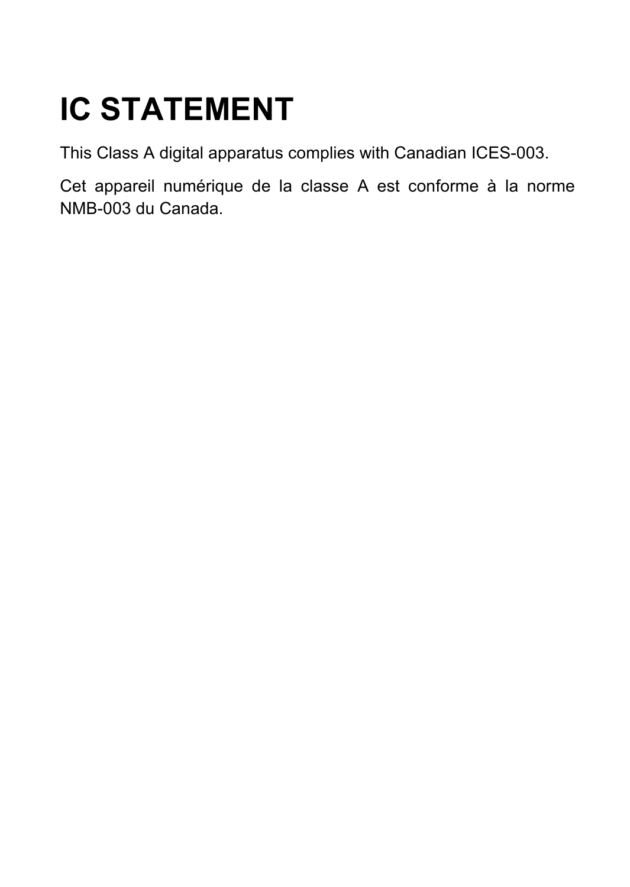# IC STATEMENT

This Class A digital apparatus complies with Canadian ICES-003.

Cet appareil numérique de la classe A est conforme à la norme NMB-003 du Canada.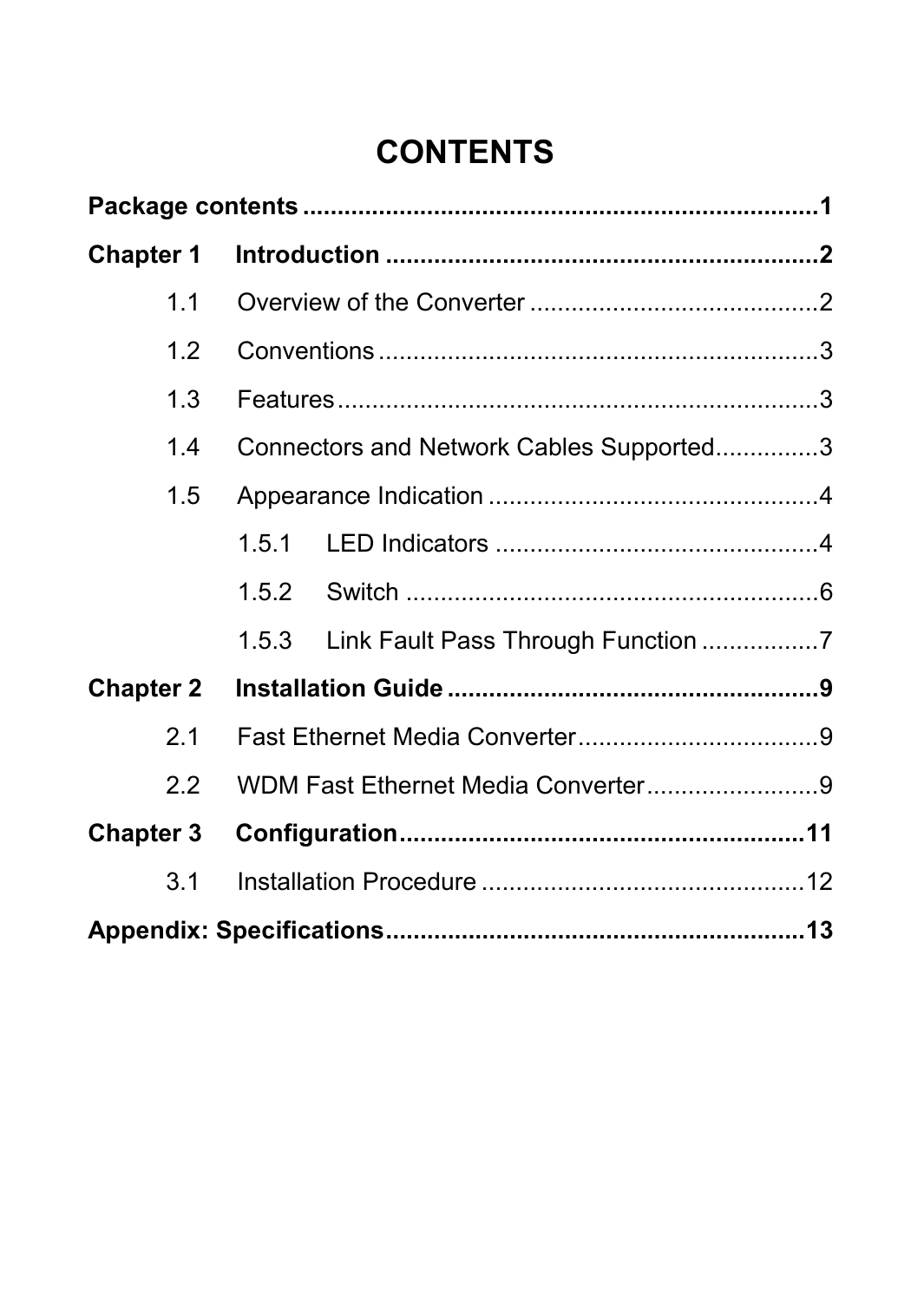# CONTENTS

**Package contents .......................................................................1**

**Chapter 1 Introduction ..............................................................2**

- 1.1 Overview of the Converter ..........................................2
- 1.2 Conventions ...............................................................3
- 1.3 Features .....................................................................3
- 1.4 Connectors and Network Cables Supported..............3
- 1.5 Appearance Indication ................................................4
  - 1.5.1 LED Indicators ...............................................4
  - 1.5.2 Switch ............................................................6
  - 1.5.3 Link Fault Pass Through Function .................7

**Chapter 2 Installation Guide ......................................................9**

- 2.1 Fast Ethernet Media Converter...................................9
- 2.2 WDM Fast Ethernet Media Converter.........................9

**Chapter 3 Configuration...........................................................11**

- 3.1 Installation Procedure ................................................12

**Appendix: Specifications............................................................13**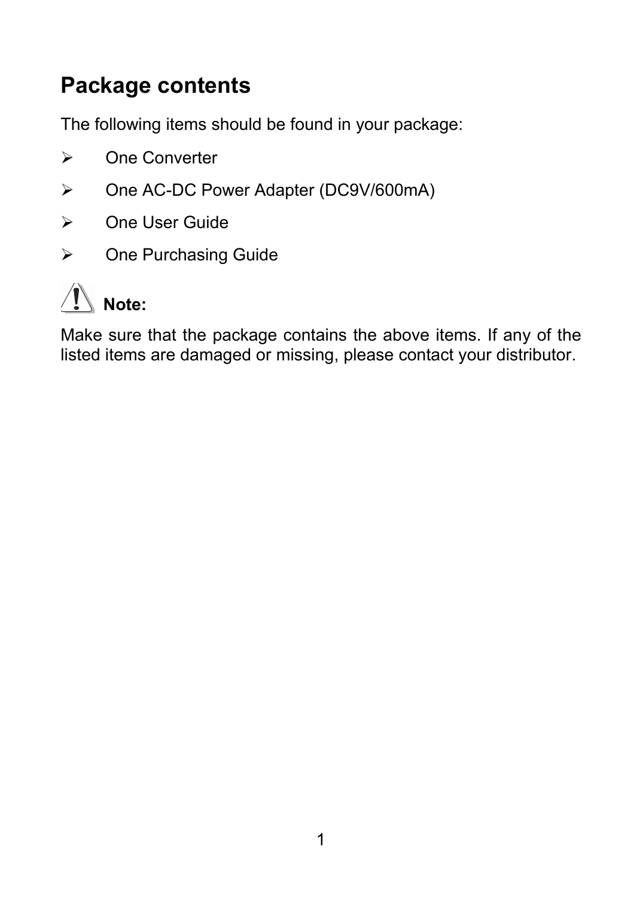## Package contents

The following items should be found in your package:

- One Converter
- One AC-DC Power Adapter (DC9V/600mA)
- One User Guide
- One Purchasing Guide

**Note:**

Make sure that the package contains the above items. If any of the listed items are damaged or missing, please contact your distributor.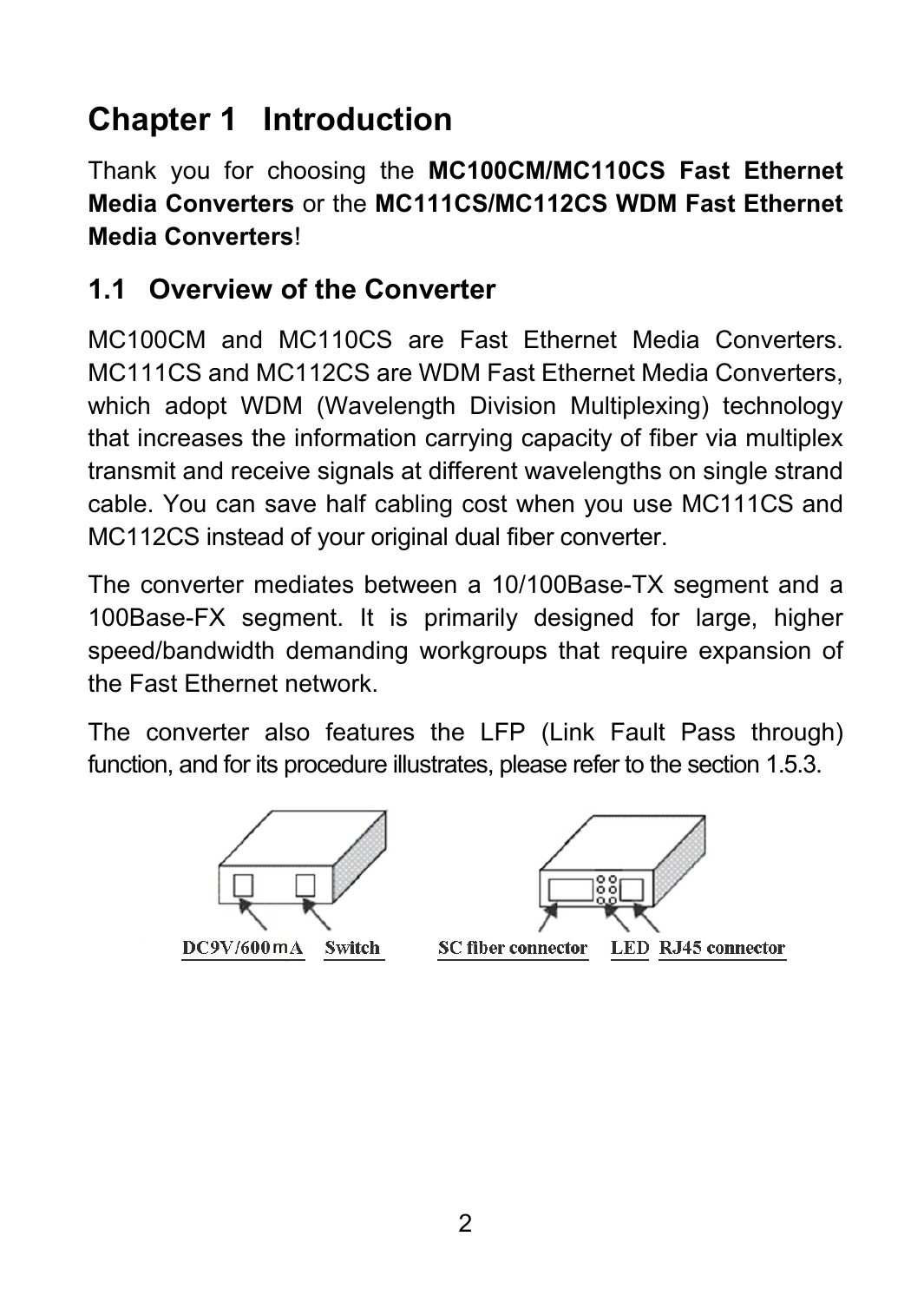# Chapter 1 Introduction

Thank you for choosing the **MC100CM/MC110CS Fast Ethernet Media Converters** or the **MC111CS/MC112CS WDM Fast Ethernet Media Converters**!

## 1.1 Overview of the Converter

MC100CM and MC110CS are Fast Ethernet Media Converters. MC111CS and MC112CS are WDM Fast Ethernet Media Converters, which adopt WDM (Wavelength Division Multiplexing) technology that increases the information carrying capacity of fiber via multiplex transmit and receive signals at different wavelengths on single strand cable. You can save half cabling cost when you use MC111CS and MC112CS instead of your original dual fiber converter.

The converter mediates between a 10/100Base-TX segment and a 100Base-FX segment. It is primarily designed for large, higher speed/bandwidth demanding workgroups that require expansion of the Fast Ethernet network.

The converter also features the LFP (Link Fault Pass through) function, and for its procedure illustrates, please refer to the section 1.5.3.

DC9V/600mA Switch SC fiber connector LED RJ45 connector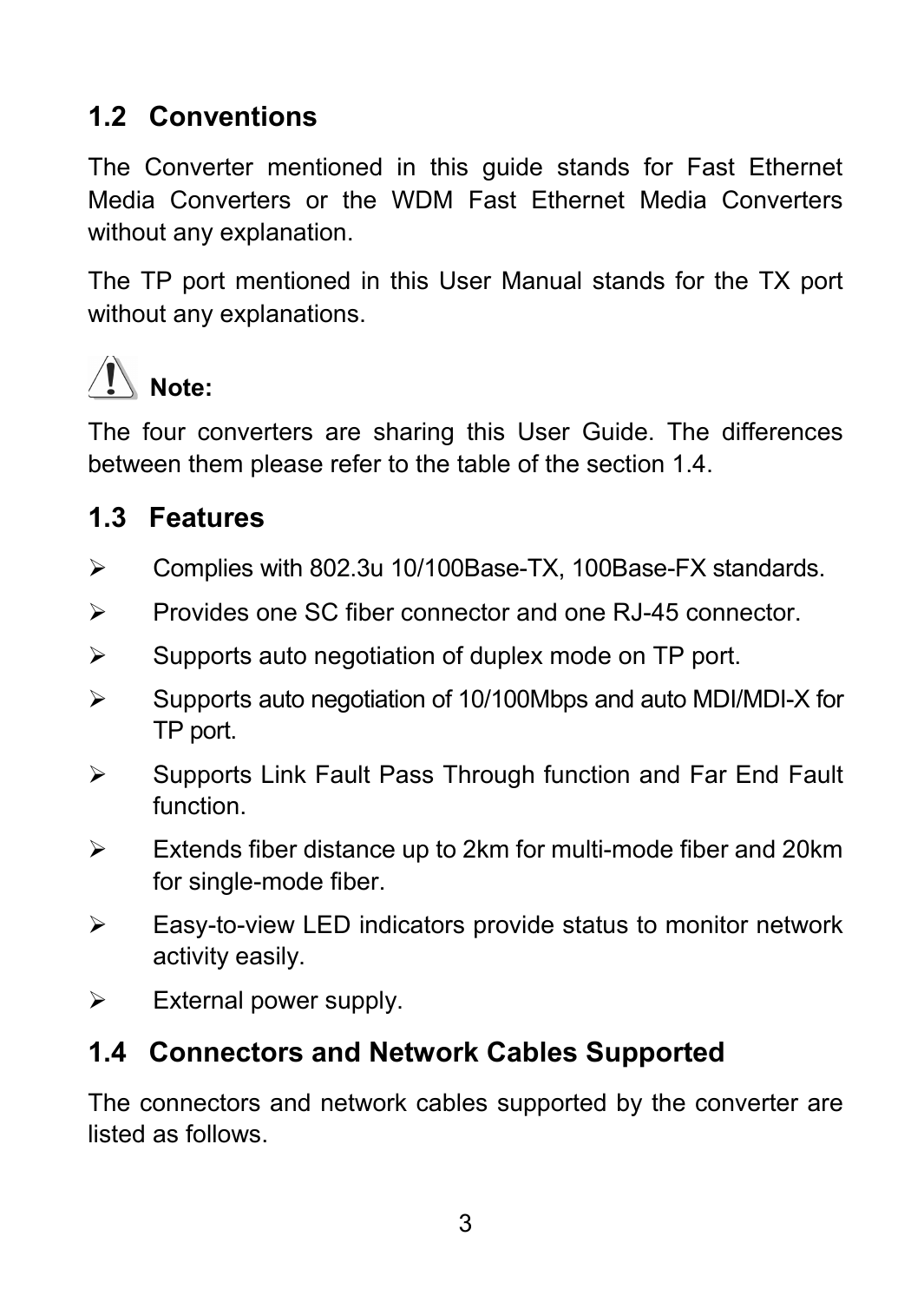## 1.2 Conventions

The Converter mentioned in this guide stands for Fast Ethernet Media Converters or the WDM Fast Ethernet Media Converters without any explanation.

The TP port mentioned in this User Manual stands for the TX port without any explanations.

**Note:**

The four converters are sharing this User Guide. The differences between them please refer to the table of the section 1.4.

## 1.3 Features

- Complies with 802.3u 10/100Base-TX, 100Base-FX standards.
- Provides one SC fiber connector and one RJ-45 connector.
- Supports auto negotiation of duplex mode on TP port.
- Supports auto negotiation of 10/100Mbps and auto MDI/MDI-X for TP port.
- Supports Link Fault Pass Through function and Far End Fault function.
- Extends fiber distance up to 2km for multi-mode fiber and 20km for single-mode fiber.
- Easy-to-view LED indicators provide status to monitor network activity easily.
- External power supply.

## 1.4 Connectors and Network Cables Supported

The connectors and network cables supported by the converter are listed as follows.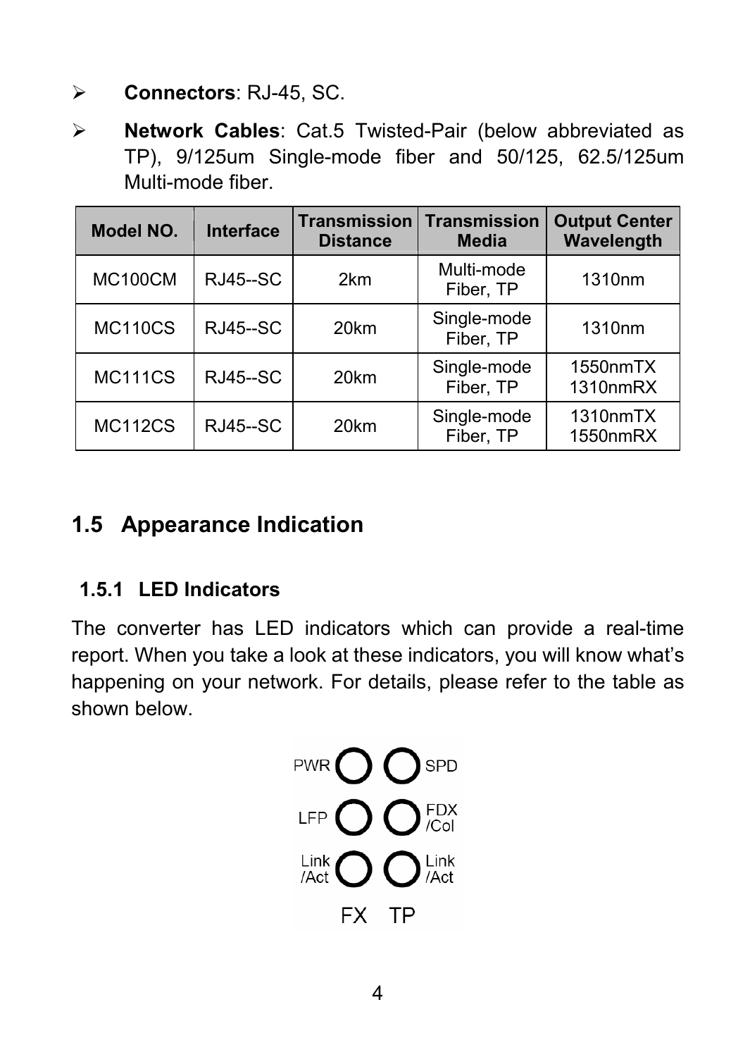- **Connectors**: RJ-45, SC.
- **Network Cables**: Cat.5 Twisted-Pair (below abbreviated as TP), 9/125um Single-mode fiber and 50/125, 62.5/125um Multi-mode fiber.

| Model NO. | Interface | Transmission Distance | Transmission Media | Output Center Wavelength |
|---|---|---|---|---|
| MC100CM | RJ45--SC | 2km | Multi-mode Fiber, TP | 1310nm |
| MC110CS | RJ45--SC | 20km | Single-mode Fiber, TP | 1310nm |
| MC111CS | RJ45--SC | 20km | Single-mode Fiber, TP | 1550nmTX 1310nmRX |
| MC112CS | RJ45--SC | 20km | Single-mode Fiber, TP | 1310nmTX 1550nmRX |

## 1.5 Appearance Indication

### 1.5.1 LED Indicators

The converter has LED indicators which can provide a real-time report. When you take a look at these indicators, you will know what's happening on your network. For details, please refer to the table as shown below.

PWR SPD
LFP FDX/Col
Link/Act Link/Act
FX TP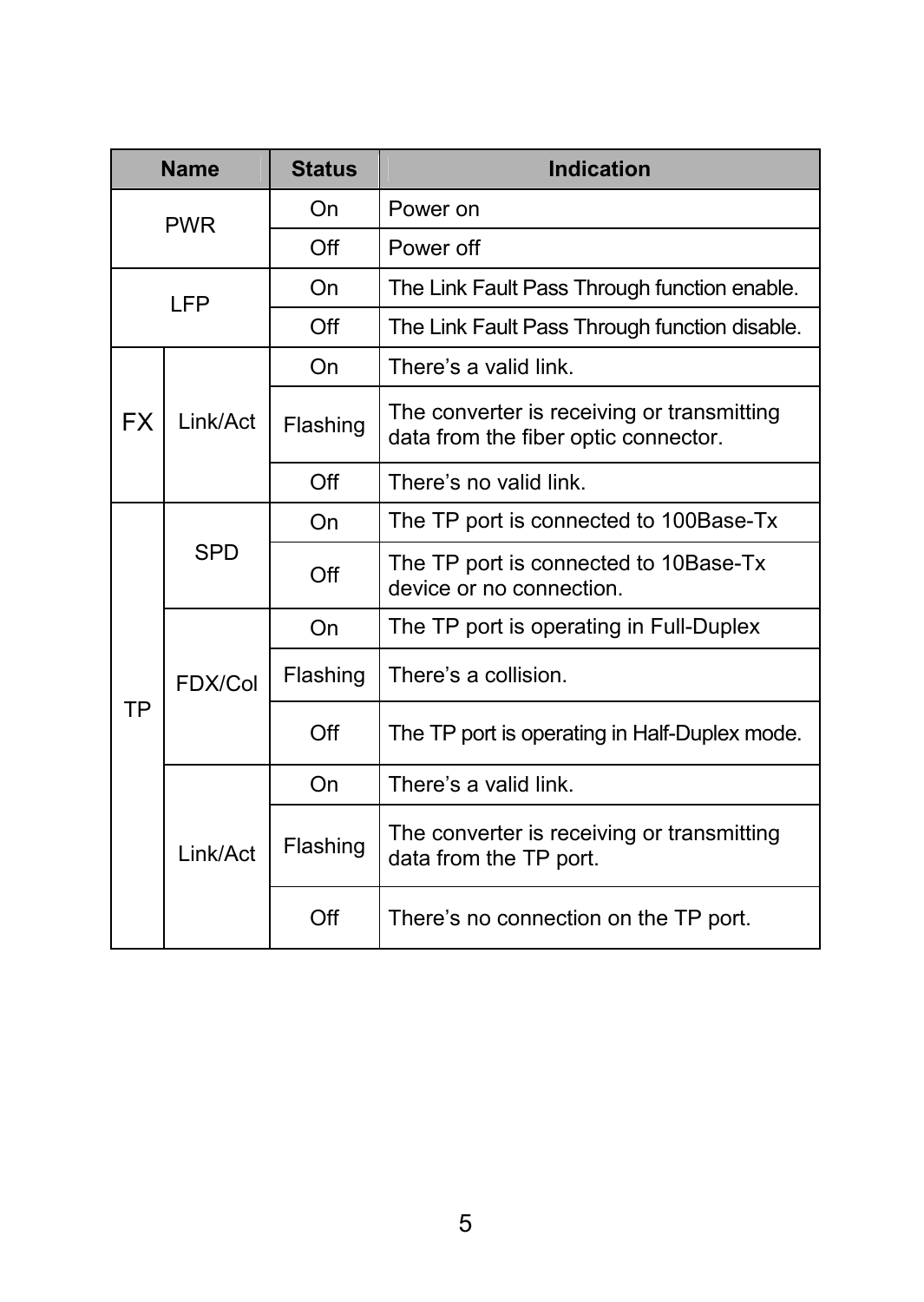| Name | | Status | Indication |
|---|---|---|---|
| PWR | | On | Power on |
| | | Off | Power off |
| LFP | | On | The Link Fault Pass Through function enable. |
| | | Off | The Link Fault Pass Through function disable. |
| FX | Link/Act | On | There's a valid link. |
| | | Flashing | The converter is receiving or transmitting data from the fiber optic connector. |
| | | Off | There's no valid link. |
| TP | SPD | On | The TP port is connected to 100Base-Tx |
| | | Off | The TP port is connected to 10Base-Tx device or no connection. |
| | FDX/Col | On | The TP port is operating in Full-Duplex |
| | | Flashing | There's a collision. |
| | | Off | The TP port is operating in Half-Duplex mode. |
| | Link/Act | On | There's a valid link. |
| | | Flashing | The converter is receiving or transmitting data from the TP port. |
| | | Off | There's no connection on the TP port. |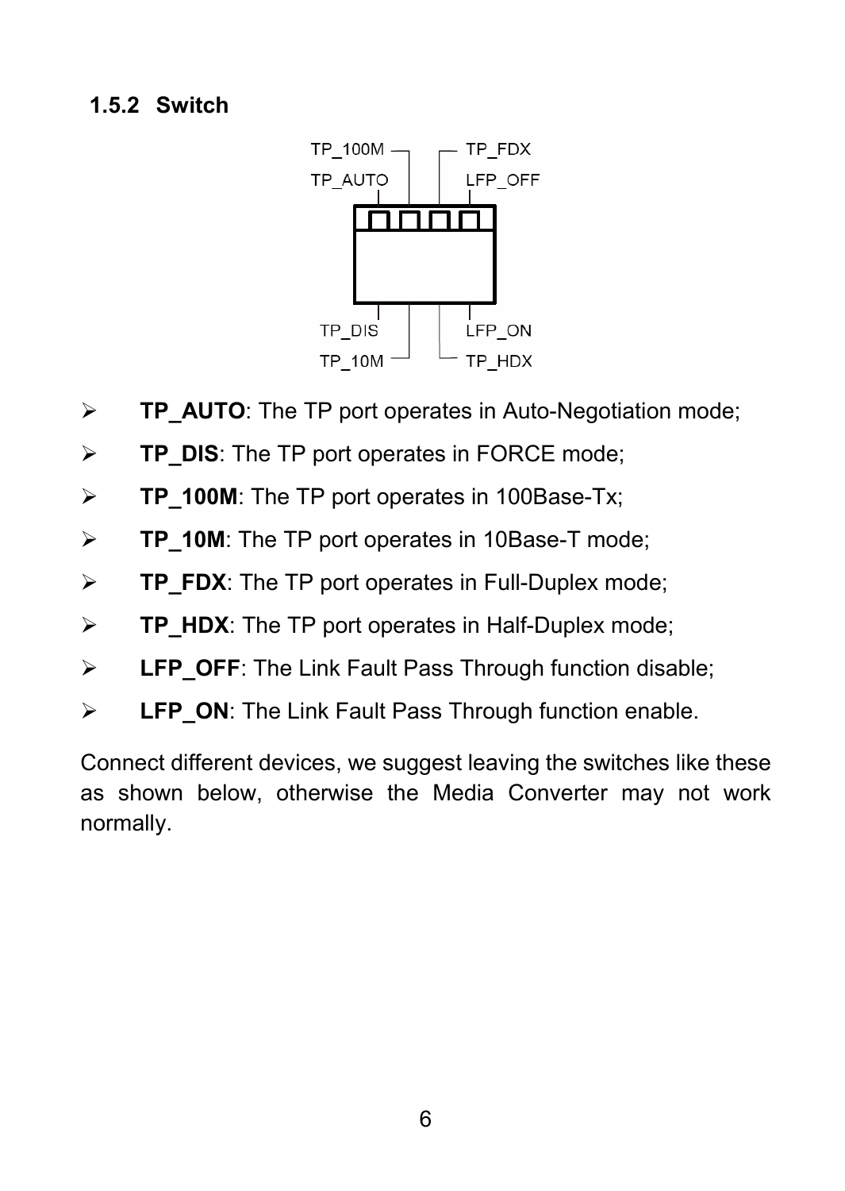### 1.5.2 Switch

TP_100M TP_FDX
TP_AUTO LFP_OFF

TP_DIS LFP_ON
TP_10M TP_HDX

- **TP_AUTO**: The TP port operates in Auto-Negotiation mode;
- **TP_DIS**: The TP port operates in FORCE mode;
- **TP_100M**: The TP port operates in 100Base-Tx;
- **TP_10M**: The TP port operates in 10Base-T mode;
- **TP_FDX**: The TP port operates in Full-Duplex mode;
- **TP_HDX**: The TP port operates in Half-Duplex mode;
- **LFP_OFF**: The Link Fault Pass Through function disable;
- **LFP_ON**: The Link Fault Pass Through function enable.

Connect different devices, we suggest leaving the switches like these as shown below, otherwise the Media Converter may not work normally.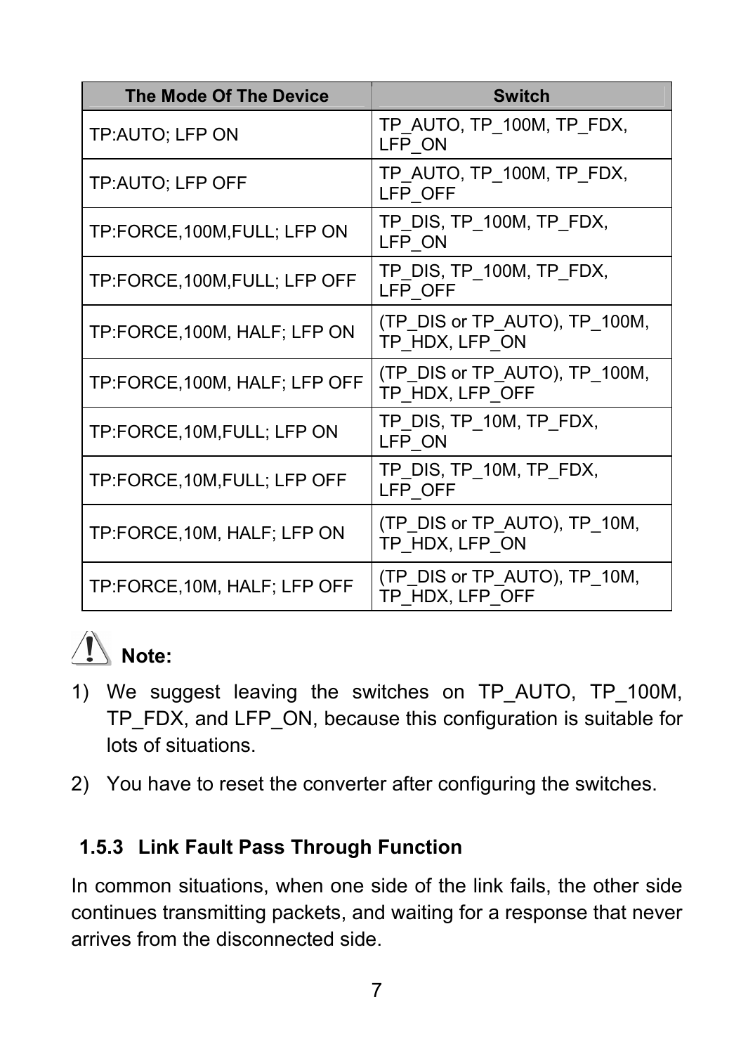| The Mode Of The Device | Switch |
|---|---|
| TP:AUTO; LFP ON | TP_AUTO, TP_100M, TP_FDX, LFP_ON |
| TP:AUTO; LFP OFF | TP_AUTO, TP_100M, TP_FDX, LFP_OFF |
| TP:FORCE,100M,FULL; LFP ON | TP_DIS, TP_100M, TP_FDX, LFP_ON |
| TP:FORCE,100M,FULL; LFP OFF | TP_DIS, TP_100M, TP_FDX, LFP_OFF |
| TP:FORCE,100M, HALF; LFP ON | (TP_DIS or TP_AUTO), TP_100M, TP_HDX, LFP_ON |
| TP:FORCE,100M, HALF; LFP OFF | (TP_DIS or TP_AUTO), TP_100M, TP_HDX, LFP_OFF |
| TP:FORCE,10M,FULL; LFP ON | TP_DIS, TP_10M, TP_FDX, LFP_ON |
| TP:FORCE,10M,FULL; LFP OFF | TP_DIS, TP_10M, TP_FDX, LFP_OFF |
| TP:FORCE,10M, HALF; LFP ON | (TP_DIS or TP_AUTO), TP_10M, TP_HDX, LFP_ON |
| TP:FORCE,10M, HALF; LFP OFF | (TP_DIS or TP_AUTO), TP_10M, TP_HDX, LFP_OFF |

**Note:**

1) We suggest leaving the switches on TP_AUTO, TP_100M, TP_FDX, and LFP_ON, because this configuration is suitable for lots of situations.
2) You have to reset the converter after configuring the switches.

### 1.5.3 Link Fault Pass Through Function

In common situations, when one side of the link fails, the other side continues transmitting packets, and waiting for a response that never arrives from the disconnected side.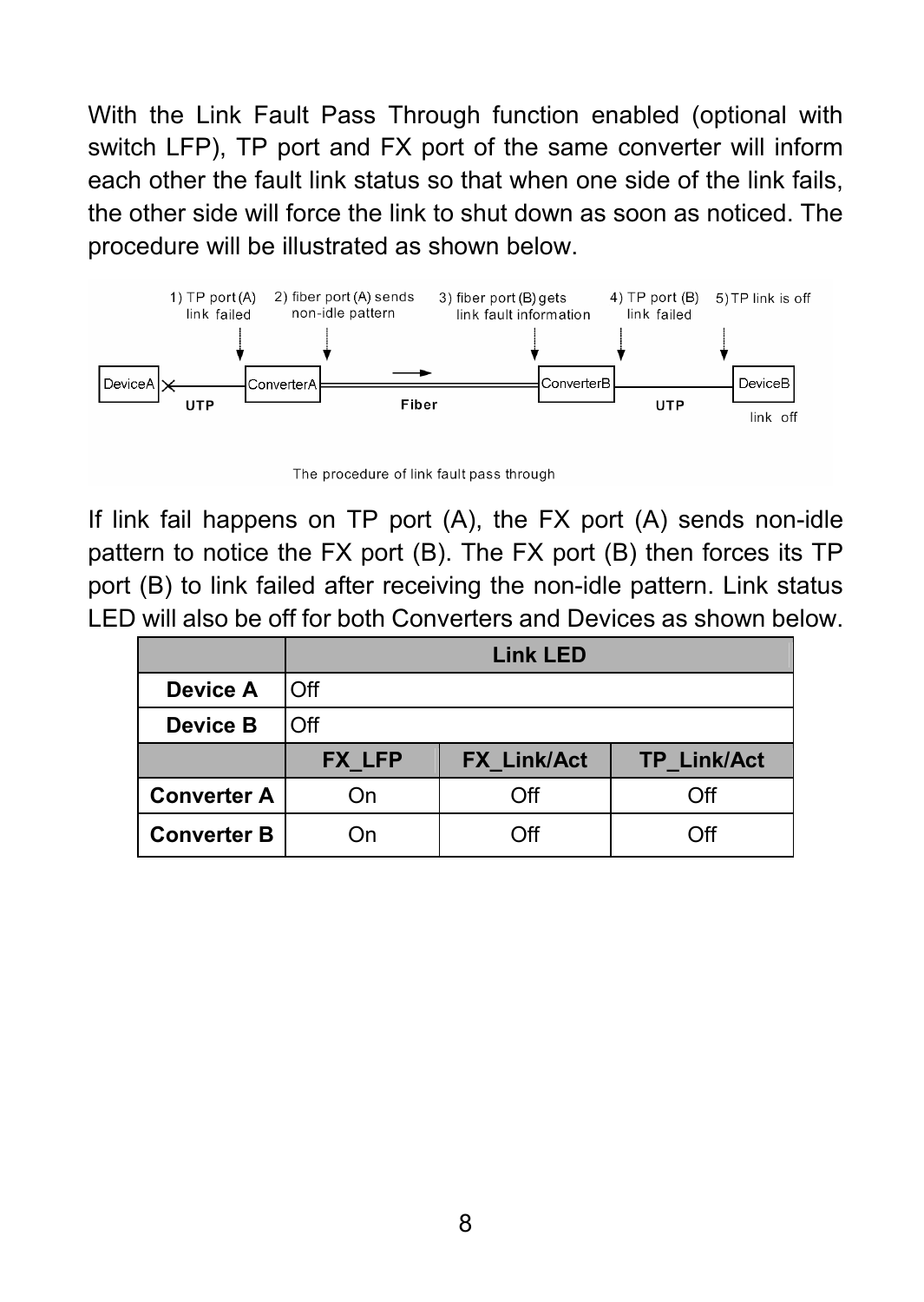With the Link Fault Pass Through function enabled (optional with switch LFP), TP port and FX port of the same converter will inform each other the fault link status so that when one side of the link fails, the other side will force the link to shut down as soon as noticed. The procedure will be illustrated as shown below.

1) TP port (A) link failed    2) fiber port (A) sends non-idle pattern    3) fiber port (B) gets link fault information    4) TP port (B) link failed    5) TP link is off

DeviceA — UTP — ConverterA — Fiber — ConverterB — UTP — DeviceB (link off)

The procedure of link fault pass through

If link fail happens on TP port (A), the FX port (A) sends non-idle pattern to notice the FX port (B). The FX port (B) then forces its TP port (B) to link failed after receiving the non-idle pattern. Link status LED will also be off for both Converters and Devices as shown below.

| | Link LED | | |
|---|---|---|---|
| **Device A** | Off | | |
| **Device B** | Off | | |
| | **FX_LFP** | **FX_Link/Act** | **TP_Link/Act** |
| **Converter A** | On | Off | Off |
| **Converter B** | On | Off | Off |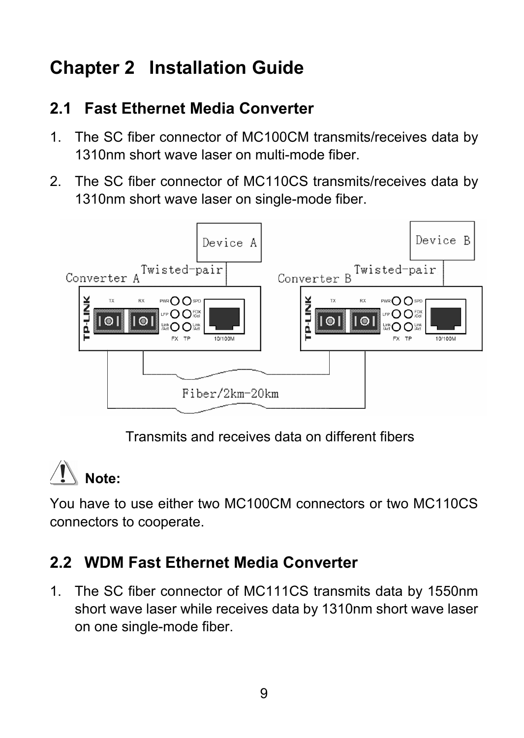# Chapter 2 Installation Guide

## 2.1 Fast Ethernet Media Converter

1. The SC fiber connector of MC100CM transmits/receives data by 1310nm short wave laser on multi-mode fiber.
2. The SC fiber connector of MC110CS transmits/receives data by 1310nm short wave laser on single-mode fiber.

Transmits and receives data on different fibers

**Note:**

You have to use either two MC100CM connectors or two MC110CS connectors to cooperate.

## 2.2 WDM Fast Ethernet Media Converter

1. The SC fiber connector of MC111CS transmits data by 1550nm short wave laser while receives data by 1310nm short wave laser on one single-mode fiber.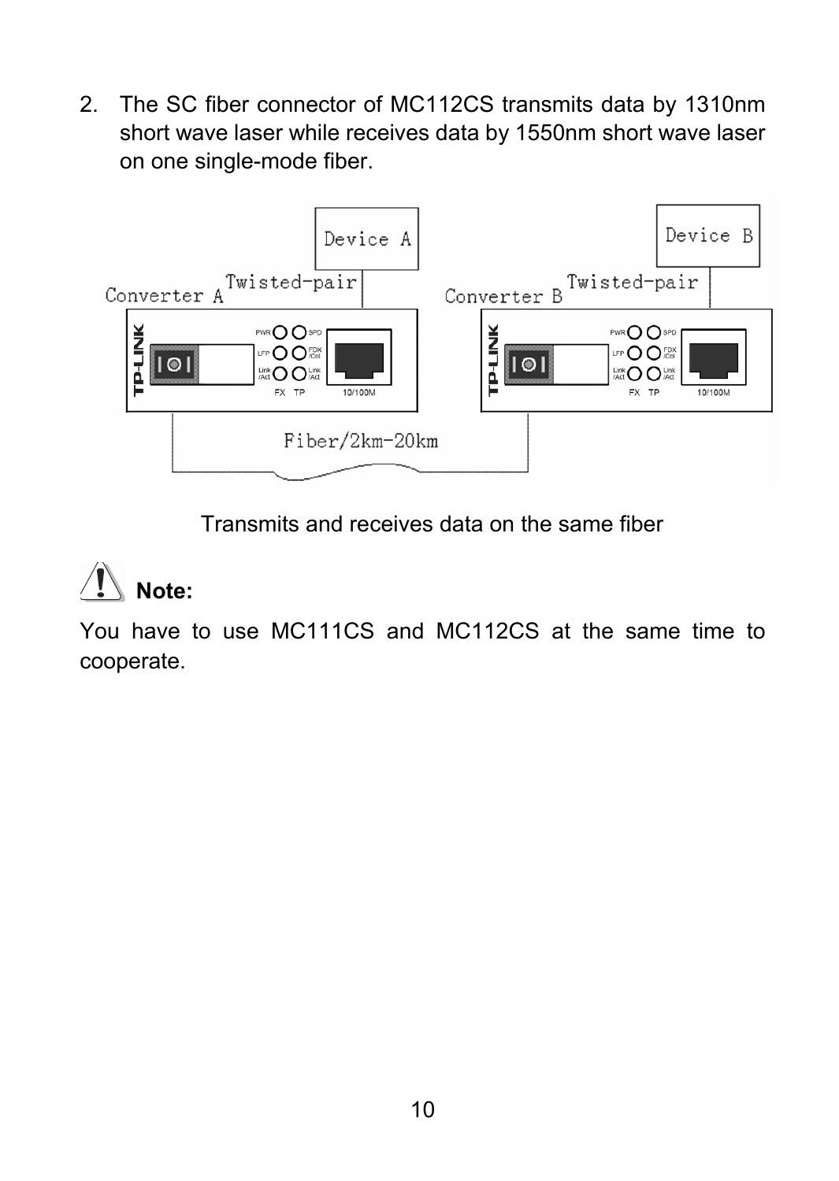2. The SC fiber connector of MC112CS transmits data by 1310nm short wave laser while receives data by 1550nm short wave laser on one single-mode fiber.

Transmits and receives data on the same fiber

**Note:**

You have to use MC111CS and MC112CS at the same time to cooperate.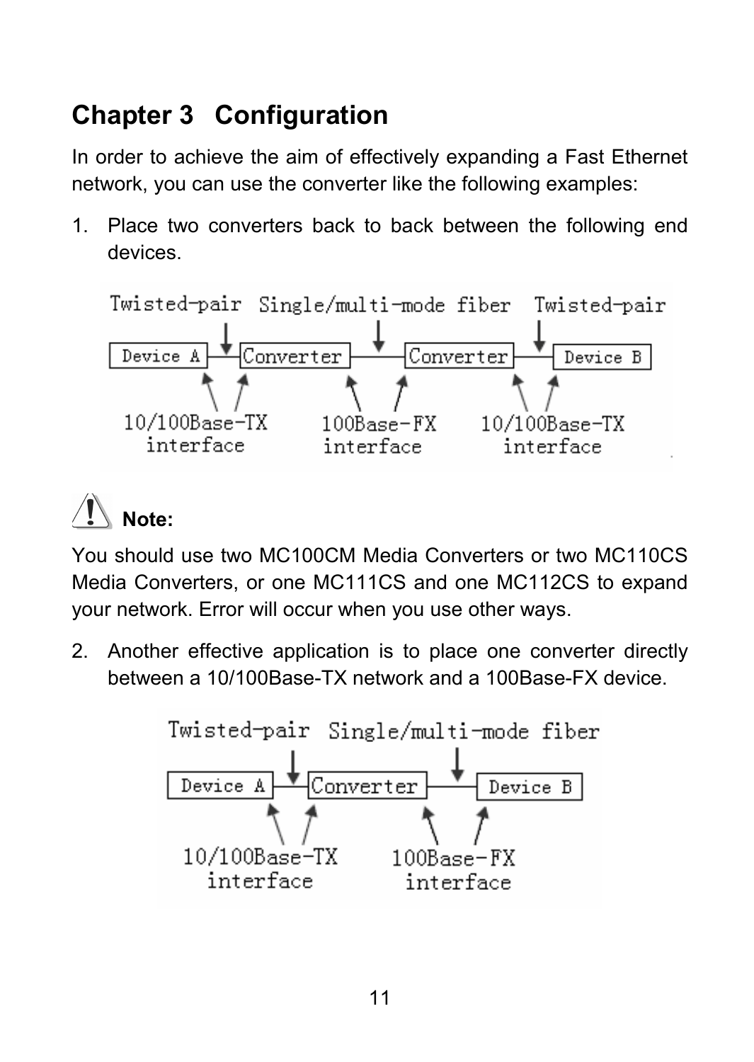# Chapter 3 Configuration

In order to achieve the aim of effectively expanding a Fast Ethernet network, you can use the converter like the following examples:

1. Place two converters back to back between the following end devices.

```
Twisted-pair   Single/multi-mode fiber   Twisted-pair
Device A — Converter ——— Converter — Device B
10/100Base-TX interface   100Base-FX interface   10/100Base-TX interface
```

**Note:**

You should use two MC100CM Media Converters or two MC110CS Media Converters, or one MC111CS and one MC112CS to expand your network. Error will occur when you use other ways.

2. Another effective application is to place one converter directly between a 10/100Base-TX network and a 100Base-FX device.

```
Twisted-pair   Single/multi-mode fiber
Device A — Converter ——— Device B
10/100Base-TX interface   100Base-FX interface
```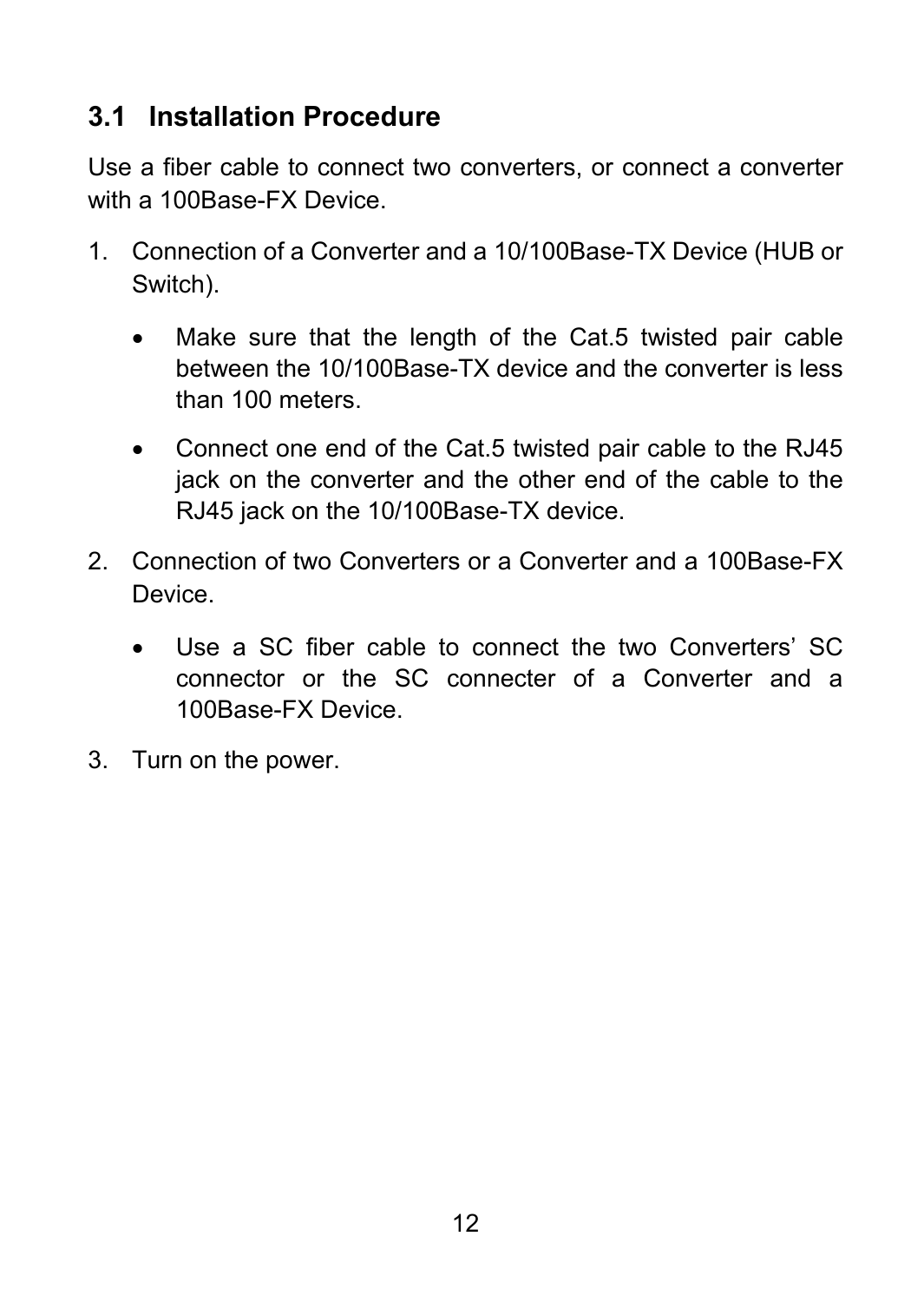## 3.1 Installation Procedure

Use a fiber cable to connect two converters, or connect a converter with a 100Base-FX Device.

1. Connection of a Converter and a 10/100Base-TX Device (HUB or Switch).
   - Make sure that the length of the Cat.5 twisted pair cable between the 10/100Base-TX device and the converter is less than 100 meters.
   - Connect one end of the Cat.5 twisted pair cable to the RJ45 jack on the converter and the other end of the cable to the RJ45 jack on the 10/100Base-TX device.
2. Connection of two Converters or a Converter and a 100Base-FX Device.
   - Use a SC fiber cable to connect the two Converters' SC connector or the SC connecter of a Converter and a 100Base-FX Device.
3. Turn on the power.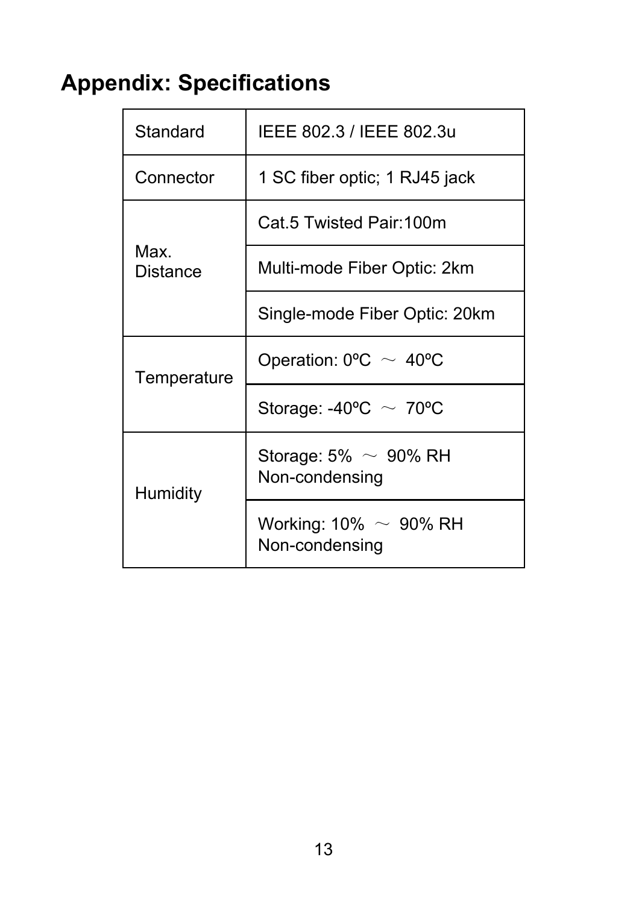# Appendix: Specifications

| | |
|---|---|
| Standard | IEEE 802.3 / IEEE 802.3u |
| Connector | 1 SC fiber optic; 1 RJ45 jack |
| Max. Distance | Cat.5 Twisted Pair:100m |
| | Multi-mode Fiber Optic: 2km |
| | Single-mode Fiber Optic: 20km |
| Temperature | Operation: 0ºC ～ 40ºC |
| | Storage: -40ºC ～ 70ºC |
| Humidity | Storage: 5% ～ 90% RH Non-condensing |
| | Working: 10% ～ 90% RH Non-condensing |